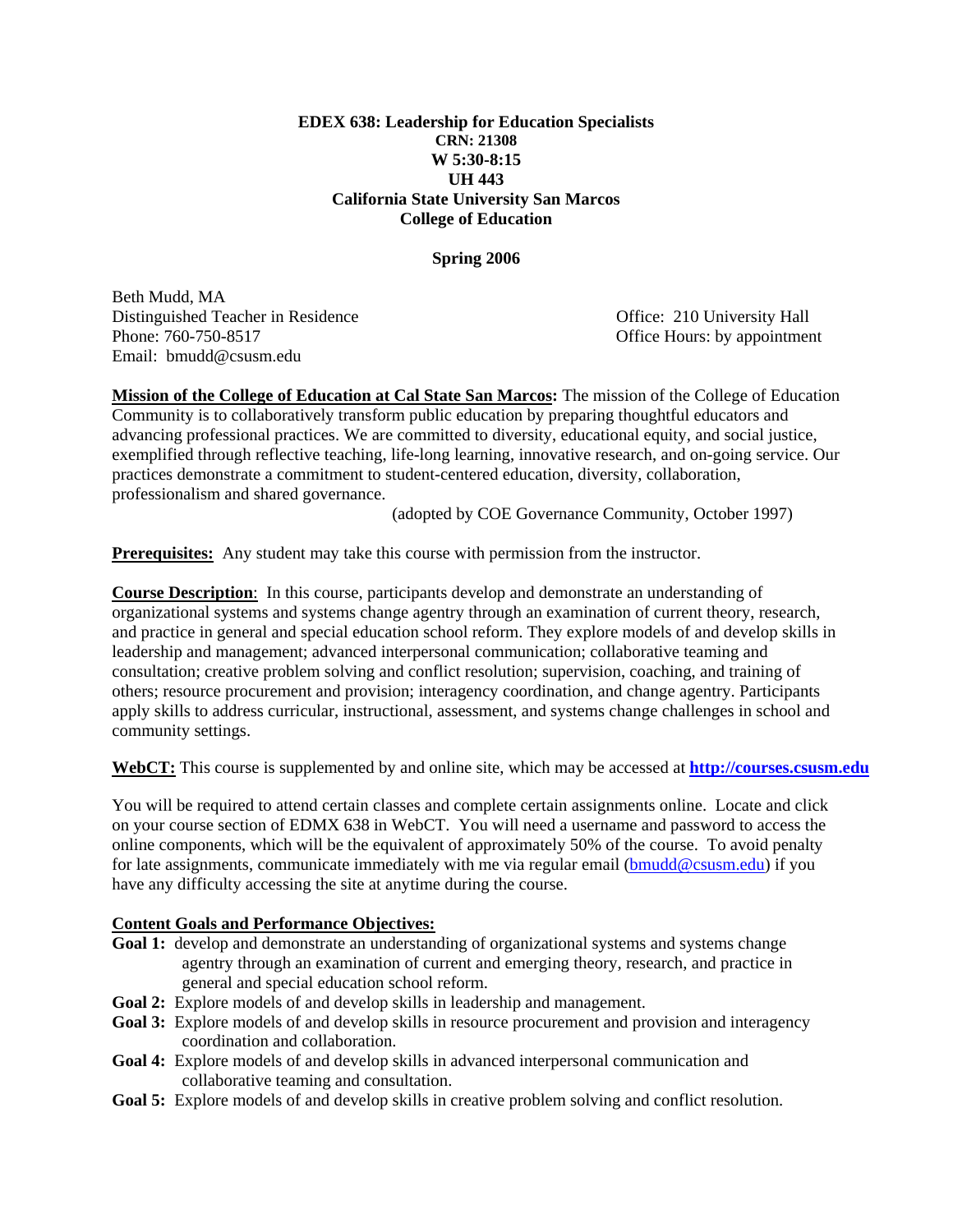**EDEX 638: Leadership for Education Specialists**
**CRN: 21308**
**W 5:30-8:15**
**UH 443**
**California State University San Marcos**
**College of Education**

**Spring 2006**

Beth Mudd, MA
Distinguished Teacher in Residence
Phone: 760-750-8517
Email: bmudd@csusm.edu

Office: 210 University Hall
Office Hours: by appointment

**Mission of the College of Education at Cal State San Marcos:** The mission of the College of Education Community is to collaboratively transform public education by preparing thoughtful educators and advancing professional practices. We are committed to diversity, educational equity, and social justice, exemplified through reflective teaching, life-long learning, innovative research, and on-going service. Our practices demonstrate a commitment to student-centered education, diversity, collaboration, professionalism and shared governance.

(adopted by COE Governance Community, October 1997)

**Prerequisites:** Any student may take this course with permission from the instructor.

**Course Description**: In this course, participants develop and demonstrate an understanding of organizational systems and systems change agentry through an examination of current theory, research, and practice in general and special education school reform. They explore models of and develop skills in leadership and management; advanced interpersonal communication; collaborative teaming and consultation; creative problem solving and conflict resolution; supervision, coaching, and training of others; resource procurement and provision; interagency coordination, and change agentry. Participants apply skills to address curricular, instructional, assessment, and systems change challenges in school and community settings.

**WebCT:** This course is supplemented by and online site, which may be accessed at **http://courses.csusm.edu**

You will be required to attend certain classes and complete certain assignments online. Locate and click on your course section of EDMX 638 in WebCT. You will need a username and password to access the online components, which will be the equivalent of approximately 50% of the course. To avoid penalty for late assignments, communicate immediately with me via regular email (bmudd@csusm.edu) if you have any difficulty accessing the site at anytime during the course.

**Content Goals and Performance Objectives:**

- **Goal 1:** develop and demonstrate an understanding of organizational systems and systems change agentry through an examination of current and emerging theory, research, and practice in general and special education school reform.
- **Goal 2:** Explore models of and develop skills in leadership and management.
- **Goal 3:** Explore models of and develop skills in resource procurement and provision and interagency coordination and collaboration.
- **Goal 4:** Explore models of and develop skills in advanced interpersonal communication and collaborative teaming and consultation.
- **Goal 5:** Explore models of and develop skills in creative problem solving and conflict resolution.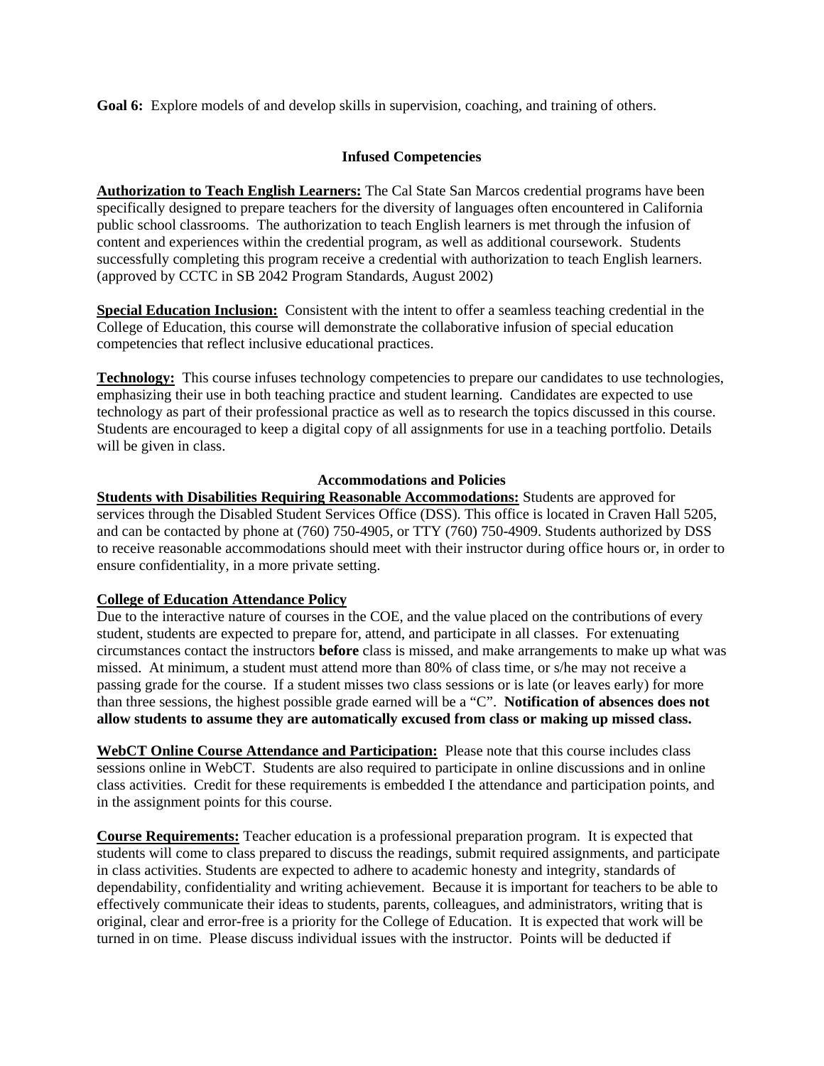**Goal 6:** Explore models of and develop skills in supervision, coaching, and training of others.

### Infused Competencies

**Authorization to Teach English Learners:** The Cal State San Marcos credential programs have been specifically designed to prepare teachers for the diversity of languages often encountered in California public school classrooms. The authorization to teach English learners is met through the infusion of content and experiences within the credential program, as well as additional coursework. Students successfully completing this program receive a credential with authorization to teach English learners. (approved by CCTC in SB 2042 Program Standards, August 2002)

**Special Education Inclusion:** Consistent with the intent to offer a seamless teaching credential in the College of Education, this course will demonstrate the collaborative infusion of special education competencies that reflect inclusive educational practices.

**Technology:** This course infuses technology competencies to prepare our candidates to use technologies, emphasizing their use in both teaching practice and student learning. Candidates are expected to use technology as part of their professional practice as well as to research the topics discussed in this course. Students are encouraged to keep a digital copy of all assignments for use in a teaching portfolio. Details will be given in class.

### Accommodations and Policies

**Students with Disabilities Requiring Reasonable Accommodations:** Students are approved for services through the Disabled Student Services Office (DSS). This office is located in Craven Hall 5205, and can be contacted by phone at (760) 750-4905, or TTY (760) 750-4909. Students authorized by DSS to receive reasonable accommodations should meet with their instructor during office hours or, in order to ensure confidentiality, in a more private setting.

**College of Education Attendance Policy**

Due to the interactive nature of courses in the COE, and the value placed on the contributions of every student, students are expected to prepare for, attend, and participate in all classes. For extenuating circumstances contact the instructors **before** class is missed, and make arrangements to make up what was missed. At minimum, a student must attend more than 80% of class time, or s/he may not receive a passing grade for the course. If a student misses two class sessions or is late (or leaves early) for more than three sessions, the highest possible grade earned will be a "C". **Notification of absences does not allow students to assume they are automatically excused from class or making up missed class.**

**WebCT Online Course Attendance and Participation:** Please note that this course includes class sessions online in WebCT. Students are also required to participate in online discussions and in online class activities. Credit for these requirements is embedded I the attendance and participation points, and in the assignment points for this course.

**Course Requirements:** Teacher education is a professional preparation program. It is expected that students will come to class prepared to discuss the readings, submit required assignments, and participate in class activities. Students are expected to adhere to academic honesty and integrity, standards of dependability, confidentiality and writing achievement. Because it is important for teachers to be able to effectively communicate their ideas to students, parents, colleagues, and administrators, writing that is original, clear and error-free is a priority for the College of Education. It is expected that work will be turned in on time. Please discuss individual issues with the instructor. Points will be deducted if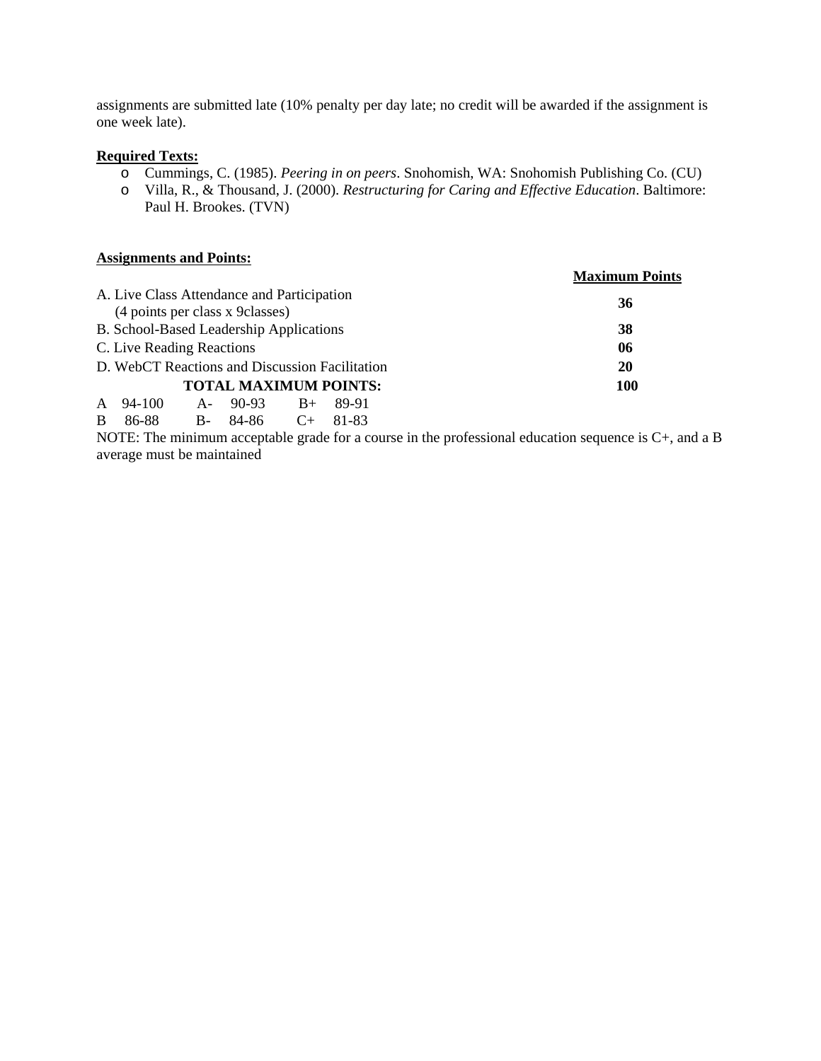assignments are submitted late (10% penalty per day late; no credit will be awarded if the assignment is one week late).

**Required Texts:**

- Cummings, C. (1985). *Peering in on peers*. Snohomish, WA: Snohomish Publishing Co. (CU)
- Villa, R., & Thousand, J. (2000). *Restructuring for Caring and Effective Education*. Baltimore: Paul H. Brookes. (TVN)

**Assignments and Points:**

| | **Maximum Points** |
|---|---|
| A. Live Class Attendance and Participation (4 points per class x 9classes) | **36** |
| B. School-Based Leadership Applications | **38** |
| C. Live Reading Reactions | **06** |
| D. WebCT Reactions and Discussion Facilitation | **20** |
| **TOTAL MAXIMUM POINTS:** | **100** |

| | | | | | |
|---|---|---|---|---|---|
| A | 94-100 | A- | 90-93 | B+ | 89-91 |
| B | 86-88 | B- | 84-86 | C+ | 81-83 |

NOTE: The minimum acceptable grade for a course in the professional education sequence is C+, and a B average must be maintained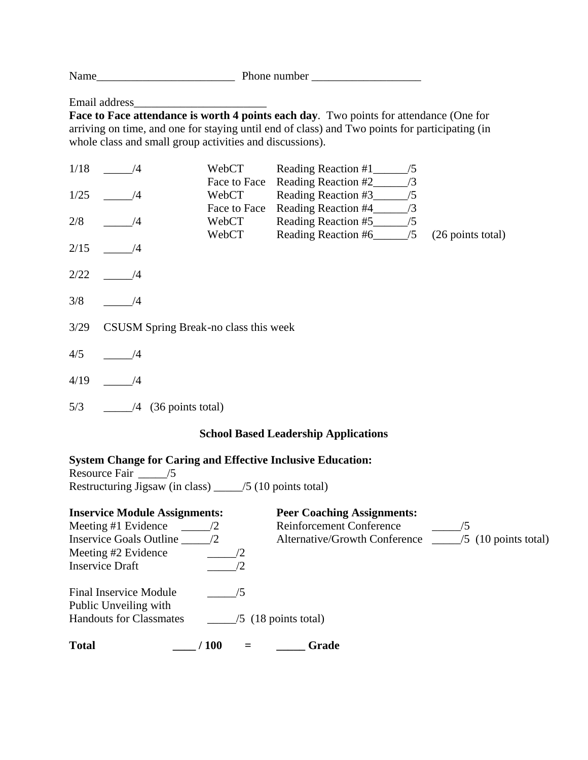Name________________________ Phone number ___________________

Email address_______________________

**Face to Face attendance is worth 4 points each day**. Two points for attendance (One for arriving on time, and one for staying until end of class) and Two points for participating (in whole class and small group activities and discussions).

| Date | Points | Format | Assignment | Total |
|---|---|---|---|---|
| 1/18 | _____/4 | WebCT | Reading Reaction #1______/5 | |
| | | Face to Face | Reading Reaction #2______/3 | |
| 1/25 | _____/4 | WebCT | Reading Reaction #3______/5 | |
| | | Face to Face | Reading Reaction #4______/3 | |
| 2/8 | _____/4 | WebCT | Reading Reaction #5______/5 | |
| | | WebCT | Reading Reaction #6______/5 | (26 points total) |
| 2/15 | _____/4 | | | |
| 2/22 | _____/4 | | | |
| 3/8 | _____/4 | | | |
| 3/29 | CSUSM Spring Break-no class this week | | | |
| 4/5 | _____/4 | | | |
| 4/19 | _____/4 | | | |
| 5/3 | _____/4 (36 points total) | | | |

## School Based Leadership Applications

**System Change for Caring and Effective Inclusive Education:**

Resource Fair _____/5

Restructuring Jigsaw (in class) _____/5 (10 points total)

**Inservice Module Assignments:**

Meeting #1 Evidence _____/2

Inservice Goals Outline _____/2

Meeting #2 Evidence _____/2

Inservice Draft _____/2

Final Inservice Module _____/5

Public Unveiling with Handouts for Classmates _____/5 (18 points total)

**Peer Coaching Assignments:**

Reinforcement Conference _____/5

Alternative/Growth Conference _____/5 (10 points total)

**Total ____ / 100 = _____ Grade**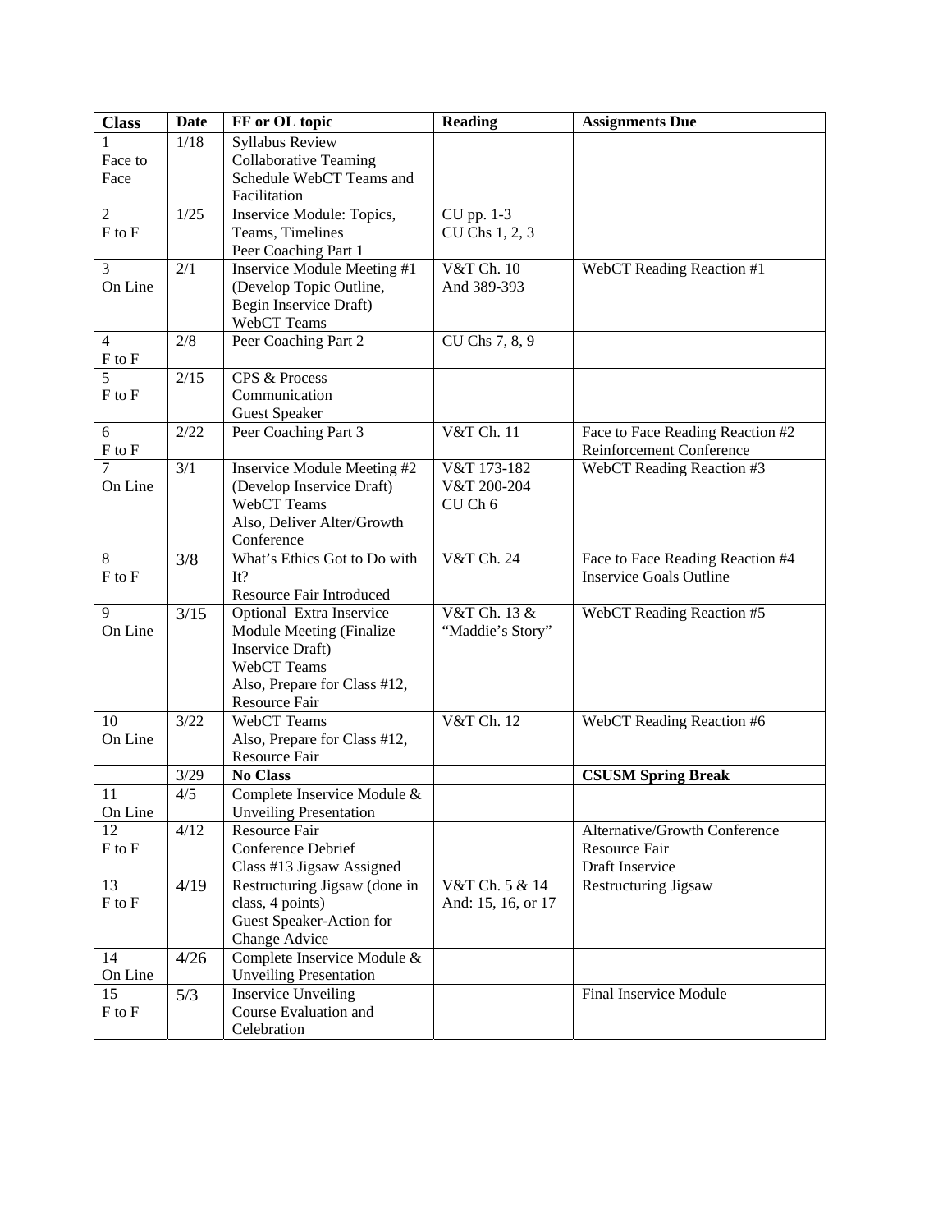| Class | Date | FF or OL topic | Reading | Assignments Due |
|---|---|---|---|---|
| 1 Face to Face | 1/18 | Syllabus Review<br>Collaborative Teaming<br>Schedule WebCT Teams and Facilitation | | |
| 2 F to F | 1/25 | Inservice Module: Topics, Teams, Timelines<br>Peer Coaching Part 1 | CU pp. 1-3<br>CU Chs 1, 2, 3 | |
| 3 On Line | 2/1 | Inservice Module Meeting #1 (Develop Topic Outline, Begin Inservice Draft)<br>WebCT Teams | V&T Ch. 10<br>And 389-393 | WebCT Reading Reaction #1 |
| 4 F to F | 2/8 | Peer Coaching Part 2 | CU Chs 7, 8, 9 | |
| 5 F to F | 2/15 | CPS & Process Communication<br>Guest Speaker | | |
| 6 F to F | 2/22 | Peer Coaching Part 3 | V&T Ch. 11 | Face to Face Reading Reaction #2<br>Reinforcement Conference |
| 7 On Line | 3/1 | Inservice Module Meeting #2 (Develop Inservice Draft)<br>WebCT Teams<br>Also, Deliver Alter/Growth Conference | V&T 173-182<br>V&T 200-204<br>CU Ch 6 | WebCT Reading Reaction #3 |
| 8 F to F | 3/8 | What's Ethics Got to Do with It?<br>Resource Fair Introduced | V&T Ch. 24 | Face to Face Reading Reaction #4<br>Inservice Goals Outline |
| 9 On Line | 3/15 | Optional Extra Inservice Module Meeting (Finalize Inservice Draft)<br>WebCT Teams<br>Also, Prepare for Class #12, Resource Fair | V&T Ch. 13 & "Maddie's Story" | WebCT Reading Reaction #5 |
| 10 On Line | 3/22 | WebCT Teams<br>Also, Prepare for Class #12, Resource Fair | V&T Ch. 12 | WebCT Reading Reaction #6 |
| | 3/29 | **No Class** | | **CSUSM Spring Break** |
| 11 On Line | 4/5 | Complete Inservice Module & Unveiling Presentation | | |
| 12 F to F | 4/12 | Resource Fair<br>Conference Debrief<br>Class #13 Jigsaw Assigned | | Alternative/Growth Conference<br>Resource Fair<br>Draft Inservice |
| 13 F to F | 4/19 | Restructuring Jigsaw (done in class, 4 points)<br>Guest Speaker-Action for Change Advice | V&T Ch. 5 & 14<br>And: 15, 16, or 17 | Restructuring Jigsaw |
| 14 On Line | 4/26 | Complete Inservice Module & Unveiling Presentation | | |
| 15 F to F | 5/3 | Inservice Unveiling<br>Course Evaluation and Celebration | | Final Inservice Module |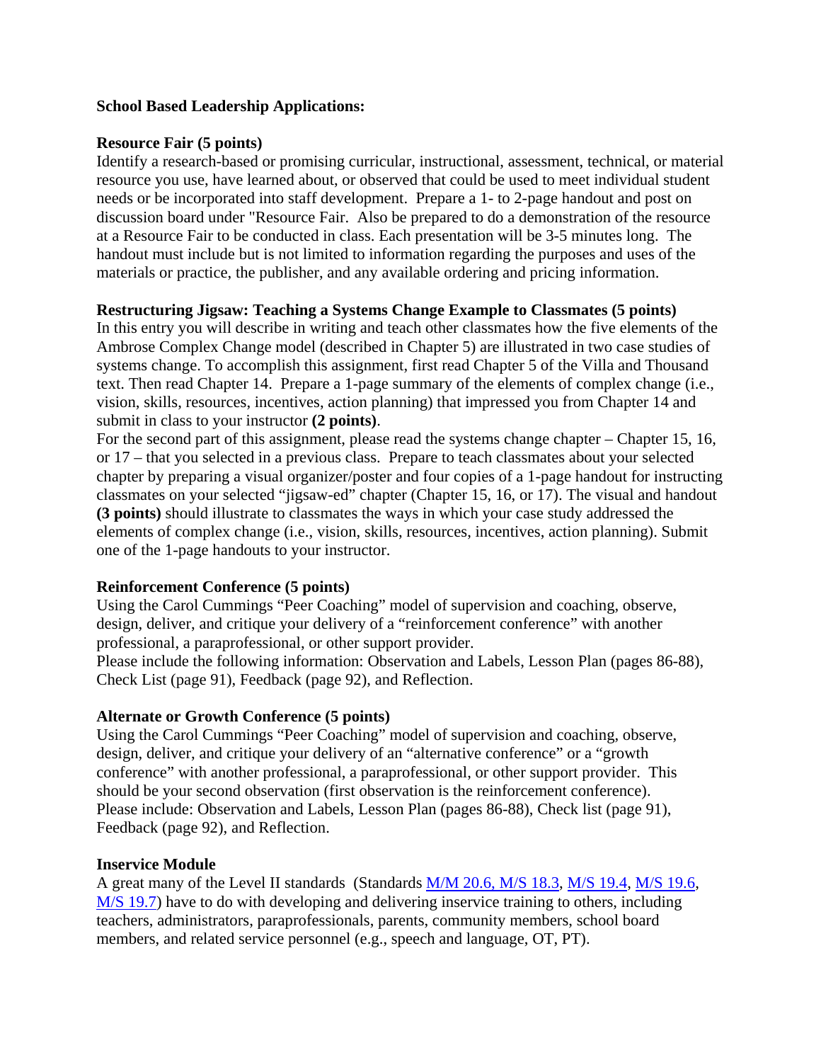**School Based Leadership Applications:**

**Resource Fair (5 points)**
Identify a research-based or promising curricular, instructional, assessment, technical, or material resource you use, have learned about, or observed that could be used to meet individual student needs or be incorporated into staff development. Prepare a 1- to 2-page handout and post on discussion board under "Resource Fair. Also be prepared to do a demonstration of the resource at a Resource Fair to be conducted in class. Each presentation will be 3-5 minutes long. The handout must include but is not limited to information regarding the purposes and uses of the materials or practice, the publisher, and any available ordering and pricing information.

**Restructuring Jigsaw: Teaching a Systems Change Example to Classmates (5 points)**
In this entry you will describe in writing and teach other classmates how the five elements of the Ambrose Complex Change model (described in Chapter 5) are illustrated in two case studies of systems change. To accomplish this assignment, first read Chapter 5 of the Villa and Thousand text. Then read Chapter 14. Prepare a 1-page summary of the elements of complex change (i.e., vision, skills, resources, incentives, action planning) that impressed you from Chapter 14 and submit in class to your instructor **(2 points)**.
For the second part of this assignment, please read the systems change chapter – Chapter 15, 16, or 17 – that you selected in a previous class. Prepare to teach classmates about your selected chapter by preparing a visual organizer/poster and four copies of a 1-page handout for instructing classmates on your selected "jigsaw-ed" chapter (Chapter 15, 16, or 17). The visual and handout **(3 points)** should illustrate to classmates the ways in which your case study addressed the elements of complex change (i.e., vision, skills, resources, incentives, action planning). Submit one of the 1-page handouts to your instructor.

**Reinforcement Conference (5 points)**
Using the Carol Cummings "Peer Coaching" model of supervision and coaching, observe, design, deliver, and critique your delivery of a "reinforcement conference" with another professional, a paraprofessional, or other support provider.
Please include the following information: Observation and Labels, Lesson Plan (pages 86-88), Check List (page 91), Feedback (page 92), and Reflection.

**Alternate or Growth Conference (5 points)**
Using the Carol Cummings "Peer Coaching" model of supervision and coaching, observe, design, deliver, and critique your delivery of an "alternative conference" or a "growth conference" with another professional, a paraprofessional, or other support provider. This should be your second observation (first observation is the reinforcement conference).
Please include: Observation and Labels, Lesson Plan (pages 86-88), Check list (page 91), Feedback (page 92), and Reflection.

**Inservice Module**
A great many of the Level II standards (Standards M/M 20.6, M/S 18.3, M/S 19.4, M/S 19.6, M/S 19.7) have to do with developing and delivering inservice training to others, including teachers, administrators, paraprofessionals, parents, community members, school board members, and related service personnel (e.g., speech and language, OT, PT).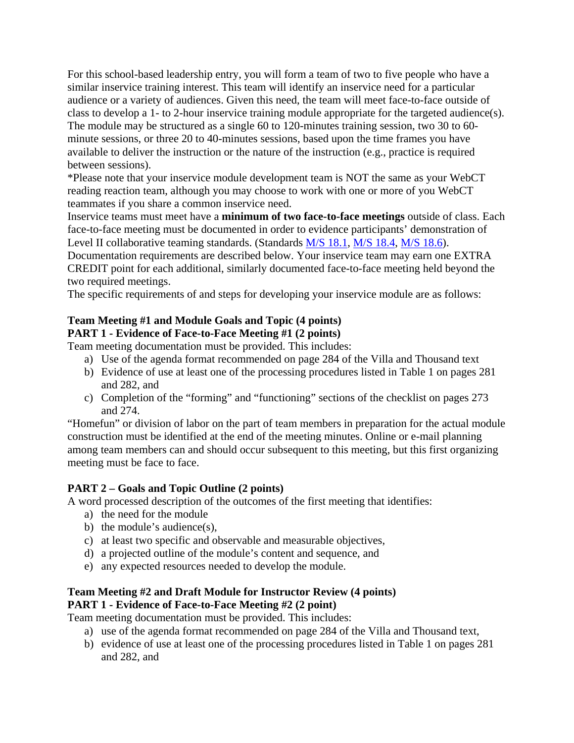For this school-based leadership entry, you will form a team of two to five people who have a similar inservice training interest. This team will identify an inservice need for a particular audience or a variety of audiences. Given this need, the team will meet face-to-face outside of class to develop a 1- to 2-hour inservice training module appropriate for the targeted audience(s). The module may be structured as a single 60 to 120-minutes training session, two 30 to 60-minute sessions, or three 20 to 40-minutes sessions, based upon the time frames you have available to deliver the instruction or the nature of the instruction (e.g., practice is required between sessions).

*Please note that your inservice module development team is NOT the same as your WebCT reading reaction team, although you may choose to work with one or more of you WebCT teammates if you share a common inservice need.

Inservice teams must meet have a **minimum of two face-to-face meetings** outside of class. Each face-to-face meeting must be documented in order to evidence participants' demonstration of Level II collaborative teaming standards. (Standards M/S 18.1, M/S 18.4, M/S 18.6). Documentation requirements are described below. Your inservice team may earn one EXTRA CREDIT point for each additional, similarly documented face-to-face meeting held beyond the two required meetings.

The specific requirements of and steps for developing your inservice module are as follows:

**Team Meeting #1 and Module Goals and Topic (4 points)**

**PART 1 - Evidence of Face-to-Face Meeting #1 (2 points)**

Team meeting documentation must be provided. This includes:

a) Use of the agenda format recommended on page 284 of the Villa and Thousand text
b) Evidence of use at least one of the processing procedures listed in Table 1 on pages 281 and 282, and
c) Completion of the "forming" and "functioning" sections of the checklist on pages 273 and 274.

"Homefun" or division of labor on the part of team members in preparation for the actual module construction must be identified at the end of the meeting minutes. Online or e-mail planning among team members can and should occur subsequent to this meeting, but this first organizing meeting must be face to face.

**PART 2 – Goals and Topic Outline (2 points)**

A word processed description of the outcomes of the first meeting that identifies:

a) the need for the module
b) the module's audience(s),
c) at least two specific and observable and measurable objectives,
d) a projected outline of the module's content and sequence, and
e) any expected resources needed to develop the module.

**Team Meeting #2 and Draft Module for Instructor Review (4 points)**

**PART 1 - Evidence of Face-to-Face Meeting #2 (2 point)**

Team meeting documentation must be provided. This includes:

a) use of the agenda format recommended on page 284 of the Villa and Thousand text,
b) evidence of use at least one of the processing procedures listed in Table 1 on pages 281 and 282, and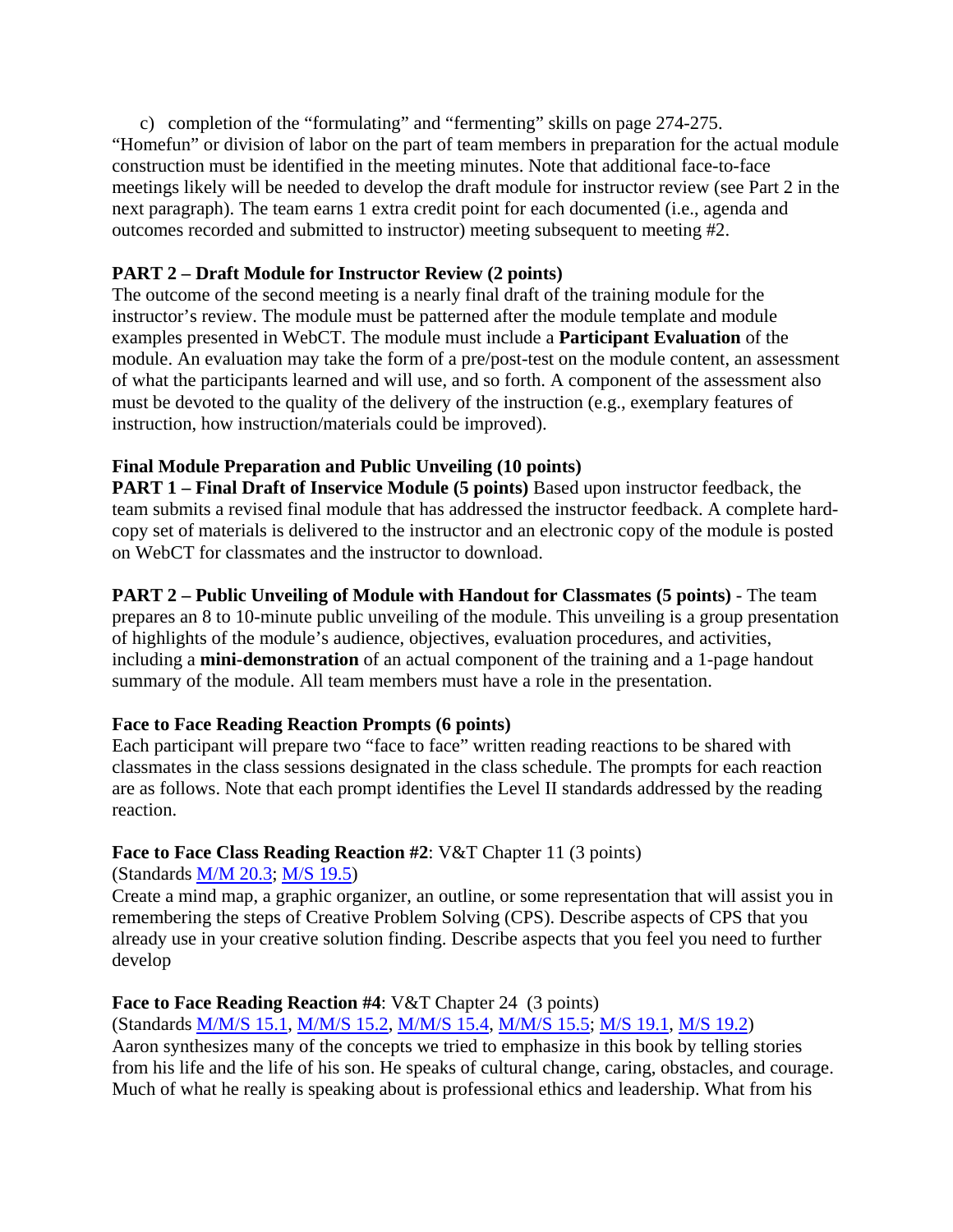c) completion of the "formulating" and "fermenting" skills on page 274-275.

"Homefun" or division of labor on the part of team members in preparation for the actual module construction must be identified in the meeting minutes. Note that additional face-to-face meetings likely will be needed to develop the draft module for instructor review (see Part 2 in the next paragraph). The team earns 1 extra credit point for each documented (i.e., agenda and outcomes recorded and submitted to instructor) meeting subsequent to meeting #2.

**PART 2 – Draft Module for Instructor Review (2 points)**
The outcome of the second meeting is a nearly final draft of the training module for the instructor's review. The module must be patterned after the module template and module examples presented in WebCT. The module must include a **Participant Evaluation** of the module. An evaluation may take the form of a pre/post-test on the module content, an assessment of what the participants learned and will use, and so forth. A component of the assessment also must be devoted to the quality of the delivery of the instruction (e.g., exemplary features of instruction, how instruction/materials could be improved).

**Final Module Preparation and Public Unveiling (10 points)**
**PART 1 – Final Draft of Inservice Module (5 points)** Based upon instructor feedback, the team submits a revised final module that has addressed the instructor feedback. A complete hard-copy set of materials is delivered to the instructor and an electronic copy of the module is posted on WebCT for classmates and the instructor to download.

**PART 2 – Public Unveiling of Module with Handout for Classmates (5 points)** - The team prepares an 8 to 10-minute public unveiling of the module. This unveiling is a group presentation of highlights of the module's audience, objectives, evaluation procedures, and activities, including a **mini-demonstration** of an actual component of the training and a 1-page handout summary of the module. All team members must have a role in the presentation.

**Face to Face Reading Reaction Prompts (6 points)**
Each participant will prepare two "face to face" written reading reactions to be shared with classmates in the class sessions designated in the class schedule. The prompts for each reaction are as follows. Note that each prompt identifies the Level II standards addressed by the reading reaction.

**Face to Face Class Reading Reaction #2**: V&T Chapter 11 (3 points)
(Standards M/M 20.3; M/S 19.5)
Create a mind map, a graphic organizer, an outline, or some representation that will assist you in remembering the steps of Creative Problem Solving (CPS). Describe aspects of CPS that you already use in your creative solution finding. Describe aspects that you feel you need to further develop

**Face to Face Reading Reaction #4**: V&T Chapter 24 (3 points)
(Standards M/M/S 15.1, M/M/S 15.2, M/M/S 15.4, M/M/S 15.5; M/S 19.1, M/S 19.2)
Aaron synthesizes many of the concepts we tried to emphasize in this book by telling stories from his life and the life of his son. He speaks of cultural change, caring, obstacles, and courage. Much of what he really is speaking about is professional ethics and leadership. What from his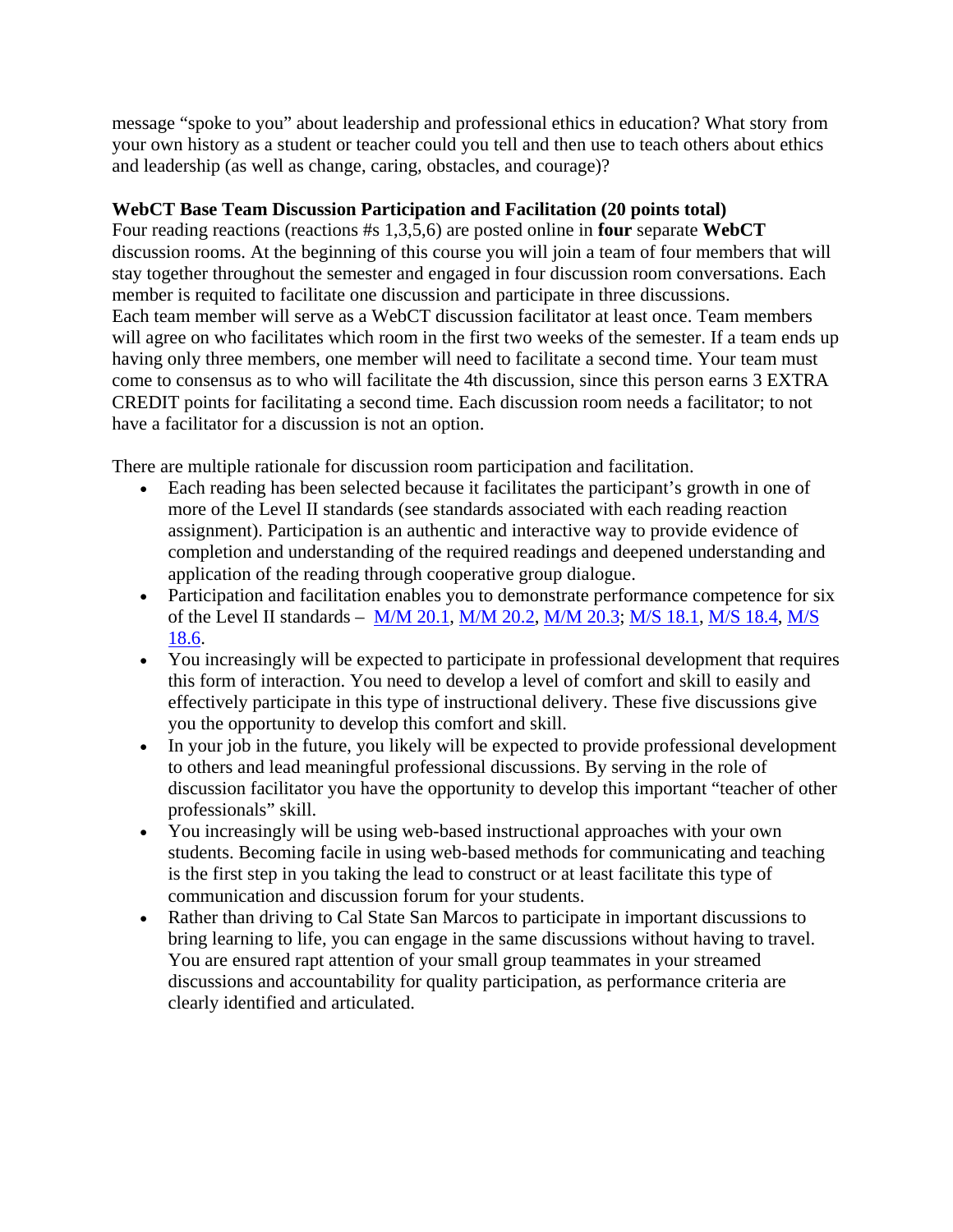message “spoke to you” about leadership and professional ethics in education? What story from your own history as a student or teacher could you tell and then use to teach others about ethics and leadership (as well as change, caring, obstacles, and courage)?

**WebCT Base Team Discussion Participation and Facilitation (20 points total)**
Four reading reactions (reactions #s 1,3,5,6) are posted online in **four** separate **WebCT** discussion rooms. At the beginning of this course you will join a team of four members that will stay together throughout the semester and engaged in four discussion room conversations. Each member is requited to facilitate one discussion and participate in three discussions.
Each team member will serve as a WebCT discussion facilitator at least once. Team members will agree on who facilitates which room in the first two weeks of the semester. If a team ends up having only three members, one member will need to facilitate a second time. Your team must come to consensus as to who will facilitate the 4th discussion, since this person earns 3 EXTRA CREDIT points for facilitating a second time. Each discussion room needs a facilitator; to not have a facilitator for a discussion is not an option.

There are multiple rationale for discussion room participation and facilitation.

- Each reading has been selected because it facilitates the participant’s growth in one of more of the Level II standards (see standards associated with each reading reaction assignment). Participation is an authentic and interactive way to provide evidence of completion and understanding of the required readings and deepened understanding and application of the reading through cooperative group dialogue.
- Participation and facilitation enables you to demonstrate performance competence for six of the Level II standards – M/M 20.1, M/M 20.2, M/M 20.3; M/S 18.1, M/S 18.4, M/S 18.6.
- You increasingly will be expected to participate in professional development that requires this form of interaction. You need to develop a level of comfort and skill to easily and effectively participate in this type of instructional delivery. These five discussions give you the opportunity to develop this comfort and skill.
- In your job in the future, you likely will be expected to provide professional development to others and lead meaningful professional discussions. By serving in the role of discussion facilitator you have the opportunity to develop this important “teacher of other professionals” skill.
- You increasingly will be using web-based instructional approaches with your own students. Becoming facile in using web-based methods for communicating and teaching is the first step in you taking the lead to construct or at least facilitate this type of communication and discussion forum for your students.
- Rather than driving to Cal State San Marcos to participate in important discussions to bring learning to life, you can engage in the same discussions without having to travel. You are ensured rapt attention of your small group teammates in your streamed discussions and accountability for quality participation, as performance criteria are clearly identified and articulated.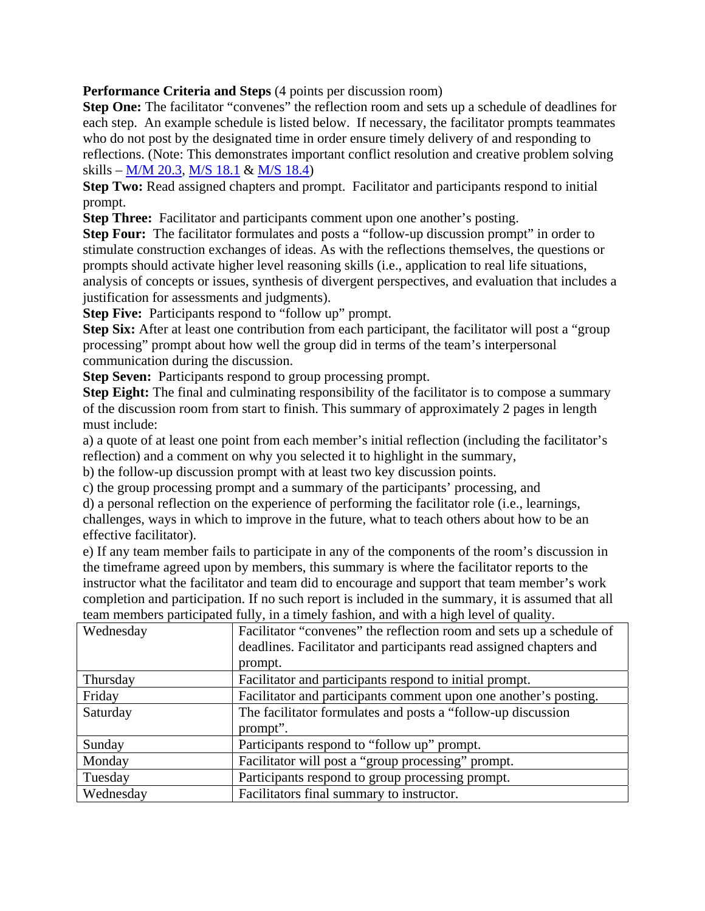**Performance Criteria and Steps** (4 points per discussion room)

**Step One:** The facilitator "convenes" the reflection room and sets up a schedule of deadlines for each step. An example schedule is listed below. If necessary, the facilitator prompts teammates who do not post by the designated time in order ensure timely delivery of and responding to reflections. (Note: This demonstrates important conflict resolution and creative problem solving skills – M/M 20.3, M/S 18.1 & M/S 18.4)

**Step Two:** Read assigned chapters and prompt. Facilitator and participants respond to initial prompt.

**Step Three:** Facilitator and participants comment upon one another's posting.

**Step Four:** The facilitator formulates and posts a "follow-up discussion prompt" in order to stimulate construction exchanges of ideas. As with the reflections themselves, the questions or prompts should activate higher level reasoning skills (i.e., application to real life situations, analysis of concepts or issues, synthesis of divergent perspectives, and evaluation that includes a justification for assessments and judgments).

**Step Five:** Participants respond to "follow up" prompt.

**Step Six:** After at least one contribution from each participant, the facilitator will post a "group processing" prompt about how well the group did in terms of the team's interpersonal communication during the discussion.

**Step Seven:** Participants respond to group processing prompt.

**Step Eight:** The final and culminating responsibility of the facilitator is to compose a summary of the discussion room from start to finish. This summary of approximately 2 pages in length must include:

a) a quote of at least one point from each member's initial reflection (including the facilitator's reflection) and a comment on why you selected it to highlight in the summary,

b) the follow-up discussion prompt with at least two key discussion points.

c) the group processing prompt and a summary of the participants' processing, and

d) a personal reflection on the experience of performing the facilitator role (i.e., learnings, challenges, ways in which to improve in the future, what to teach others about how to be an effective facilitator).

e) If any team member fails to participate in any of the components of the room's discussion in the timeframe agreed upon by members, this summary is where the facilitator reports to the instructor what the facilitator and team did to encourage and support that team member's work completion and participation. If no such report is included in the summary, it is assumed that all team members participated fully, in a timely fashion, and with a high level of quality.

| | |
|---|---|
| Wednesday | Facilitator "convenes" the reflection room and sets up a schedule of deadlines. Facilitator and participants read assigned chapters and prompt. |
| Thursday | Facilitator and participants respond to initial prompt. |
| Friday | Facilitator and participants comment upon one another's posting. |
| Saturday | The facilitator formulates and posts a "follow-up discussion prompt". |
| Sunday | Participants respond to "follow up" prompt. |
| Monday | Facilitator will post a "group processing" prompt. |
| Tuesday | Participants respond to group processing prompt. |
| Wednesday | Facilitators final summary to instructor. |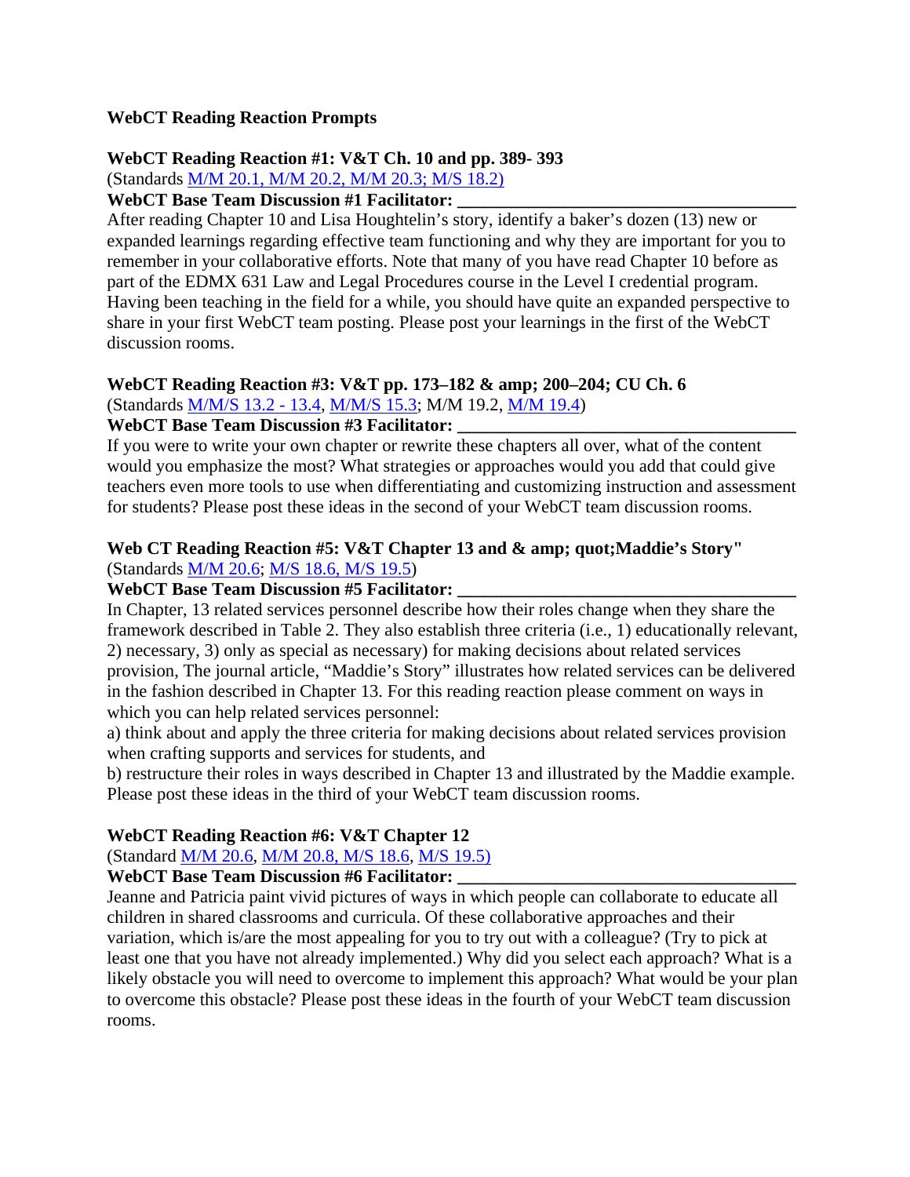**WebCT Reading Reaction Prompts**

**WebCT Reading Reaction #1: V&T Ch. 10 and pp. 389- 393**
(Standards M/M 20.1, M/M 20.2, M/M 20.3; M/S 18.2)
**WebCT Base Team Discussion #1 Facilitator: \_\_\_\_\_\_\_\_\_\_\_\_\_\_\_\_\_\_\_\_\_\_\_\_\_\_\_\_\_\_\_\_\_\_\_\_\_\_**
After reading Chapter 10 and Lisa Houghtelin's story, identify a baker's dozen (13) new or expanded learnings regarding effective team functioning and why they are important for you to remember in your collaborative efforts. Note that many of you have read Chapter 10 before as part of the EDMX 631 Law and Legal Procedures course in the Level I credential program. Having been teaching in the field for a while, you should have quite an expanded perspective to share in your first WebCT team posting. Please post your learnings in the first of the WebCT discussion rooms.

**WebCT Reading Reaction #3: V&T pp. 173–182 & amp; 200–204; CU Ch. 6**
(Standards M/M/S 13.2 - 13.4, M/M/S 15.3; M/M 19.2, M/M 19.4)
**WebCT Base Team Discussion #3 Facilitator: \_\_\_\_\_\_\_\_\_\_\_\_\_\_\_\_\_\_\_\_\_\_\_\_\_\_\_\_\_\_\_\_\_\_\_\_\_\_**
If you were to write your own chapter or rewrite these chapters all over, what of the content would you emphasize the most? What strategies or approaches would you add that could give teachers even more tools to use when differentiating and customizing instruction and assessment for students? Please post these ideas in the second of your WebCT team discussion rooms.

**Web CT Reading Reaction #5: V&T Chapter 13 and & amp; quot;Maddie's Story"**
(Standards M/M 20.6; M/S 18.6, M/S 19.5)
**WebCT Base Team Discussion #5 Facilitator: \_\_\_\_\_\_\_\_\_\_\_\_\_\_\_\_\_\_\_\_\_\_\_\_\_\_\_\_\_\_\_\_\_\_\_\_\_\_**
In Chapter, 13 related services personnel describe how their roles change when they share the framework described in Table 2. They also establish three criteria (i.e., 1) educationally relevant, 2) necessary, 3) only as special as necessary) for making decisions about related services provision, The journal article, "Maddie's Story" illustrates how related services can be delivered in the fashion described in Chapter 13. For this reading reaction please comment on ways in which you can help related services personnel:
a) think about and apply the three criteria for making decisions about related services provision when crafting supports and services for students, and
b) restructure their roles in ways described in Chapter 13 and illustrated by the Maddie example. Please post these ideas in the third of your WebCT team discussion rooms.

**WebCT Reading Reaction #6: V&T Chapter 12**
(Standard M/M 20.6, M/M 20.8, M/S 18.6, M/S 19.5)
**WebCT Base Team Discussion #6 Facilitator: \_\_\_\_\_\_\_\_\_\_\_\_\_\_\_\_\_\_\_\_\_\_\_\_\_\_\_\_\_\_\_\_\_\_\_\_\_\_**
Jeanne and Patricia paint vivid pictures of ways in which people can collaborate to educate all children in shared classrooms and curricula. Of these collaborative approaches and their variation, which is/are the most appealing for you to try out with a colleague? (Try to pick at least one that you have not already implemented.) Why did you select each approach? What is a likely obstacle you will need to overcome to implement this approach? What would be your plan to overcome this obstacle? Please post these ideas in the fourth of your WebCT team discussion rooms.